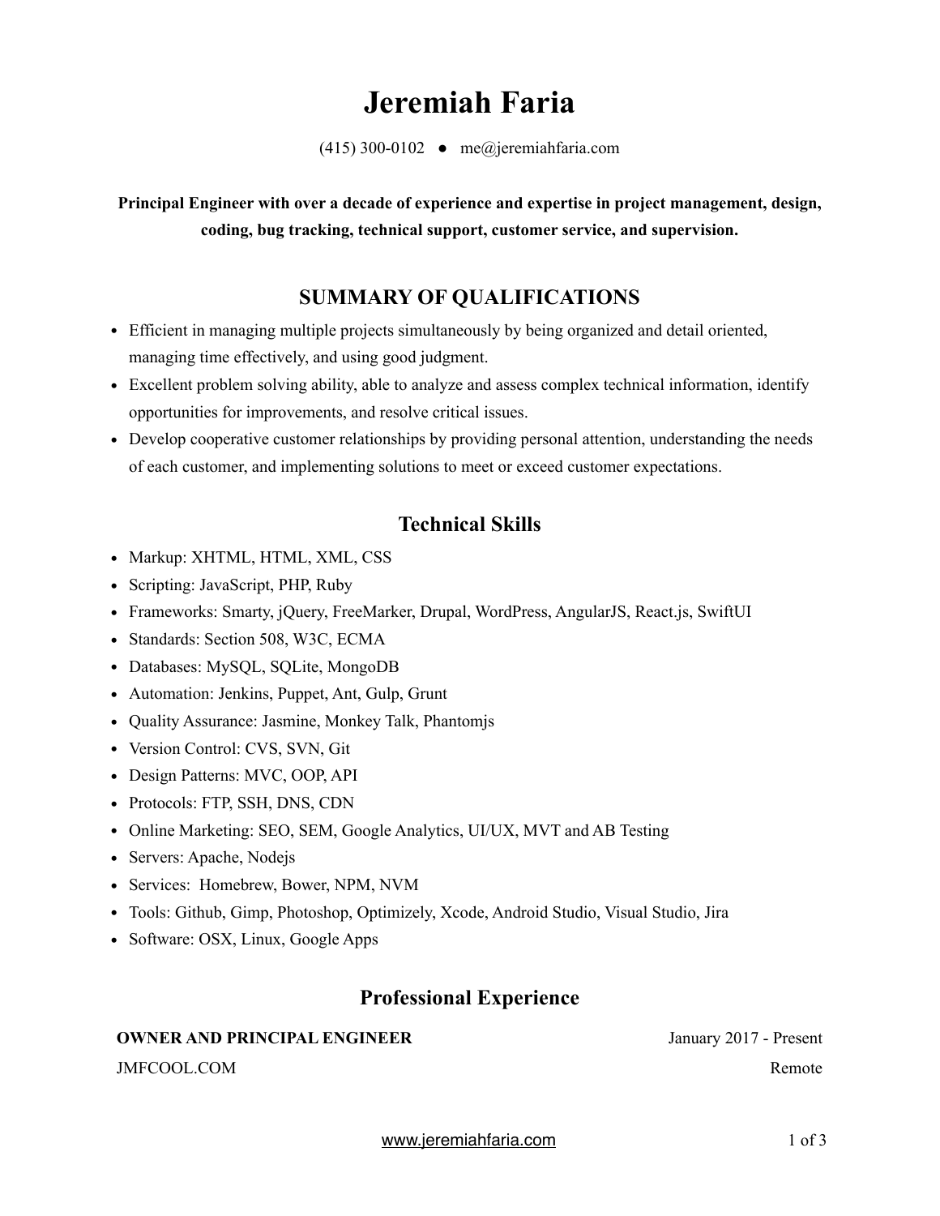# Jeremiah Faria

(415) 300-0102 ● me@jeremiahfaria.com

**Principal Engineer with over a decade of experience and expertise in project management, design, coding, bug tracking, technical support, customer service, and supervision.**

## SUMMARY OF QUALIFICATIONS

- Efficient in managing multiple projects simultaneously by being organized and detail oriented, managing time effectively, and using good judgment.
- Excellent problem solving ability, able to analyze and assess complex technical information, identify opportunities for improvements, and resolve critical issues.
- Develop cooperative customer relationships by providing personal attention, understanding the needs of each customer, and implementing solutions to meet or exceed customer expectations.

## Technical Skills

- Markup: XHTML, HTML, XML, CSS
- Scripting: JavaScript, PHP, Ruby
- Frameworks: Smarty, jQuery, FreeMarker, Drupal, WordPress, AngularJS, React.js, SwiftUI
- Standards: Section 508, W3C, ECMA
- Databases: MySQL, SQLite, MongoDB
- Automation: Jenkins, Puppet, Ant, Gulp, Grunt
- Quality Assurance: Jasmine, Monkey Talk, Phantomjs
- Version Control: CVS, SVN, Git
- Design Patterns: MVC, OOP, API
- Protocols: FTP, SSH, DNS, CDN
- Online Marketing: SEO, SEM, Google Analytics, UI/UX, MVT and AB Testing
- Servers: Apache, Nodejs
- Services: Homebrew, Bower, NPM, NVM
- Tools: Github, Gimp, Photoshop, Optimizely, Xcode, Android Studio, Visual Studio, Jira
- Software: OSX, Linux, Google Apps

## Professional Experience

**OWNER AND PRINCIPAL ENGINEER** — January 2017 - Present

JMFCOOL.COM — Remote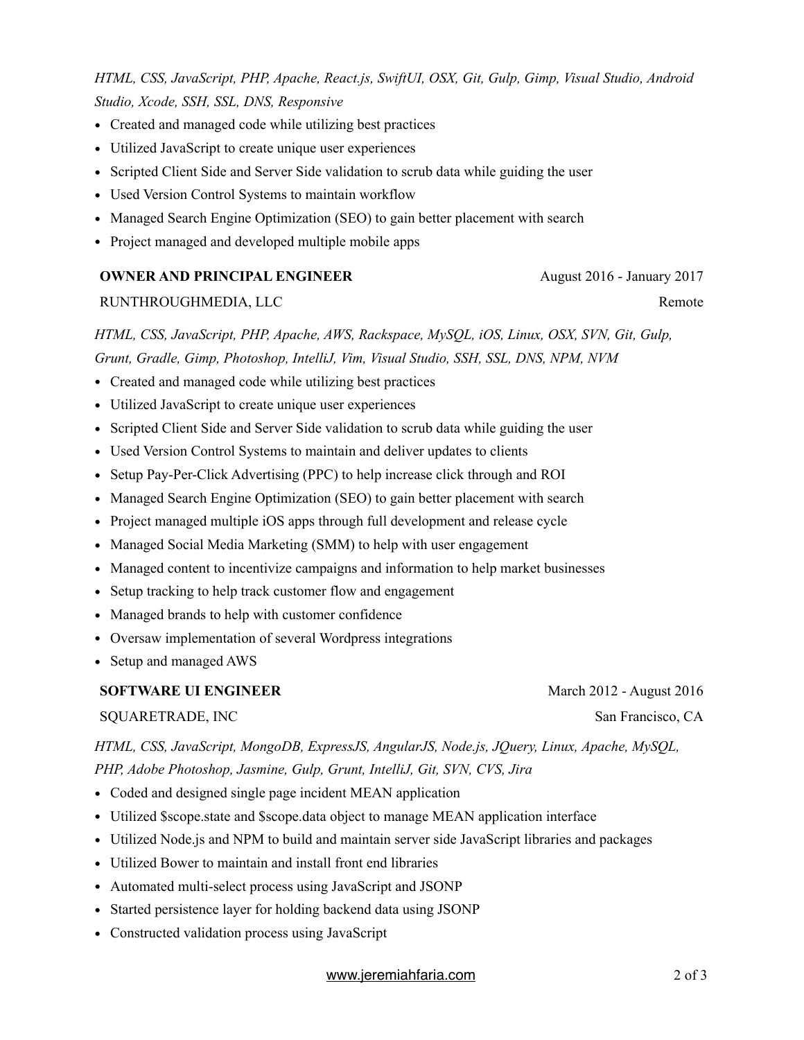*HTML, CSS, JavaScript, PHP, Apache, React.js, SwiftUI, OSX, Git, Gulp, Gimp, Visual Studio, Android Studio, Xcode, SSH, SSL, DNS, Responsive*

- Created and managed code while utilizing best practices
- Utilized JavaScript to create unique user experiences
- Scripted Client Side and Server Side validation to scrub data while guiding the user
- Used Version Control Systems to maintain workflow
- Managed Search Engine Optimization (SEO) to gain better placement with search
- Project managed and developed multiple mobile apps

**OWNER AND PRINCIPAL ENGINEER** — August 2016 - January 2017

RUNTHROUGHMEDIA, LLC — Remote

*HTML, CSS, JavaScript, PHP, Apache, AWS, Rackspace, MySQL, iOS, Linux, OSX, SVN, Git, Gulp, Grunt, Gradle, Gimp, Photoshop, IntelliJ, Vim, Visual Studio, SSH, SSL, DNS, NPM, NVM*

- Created and managed code while utilizing best practices
- Utilized JavaScript to create unique user experiences
- Scripted Client Side and Server Side validation to scrub data while guiding the user
- Used Version Control Systems to maintain and deliver updates to clients
- Setup Pay-Per-Click Advertising (PPC) to help increase click through and ROI
- Managed Search Engine Optimization (SEO) to gain better placement with search
- Project managed multiple iOS apps through full development and release cycle
- Managed Social Media Marketing (SMM) to help with user engagement
- Managed content to incentivize campaigns and information to help market businesses
- Setup tracking to help track customer flow and engagement
- Managed brands to help with customer confidence
- Oversaw implementation of several Wordpress integrations
- Setup and managed AWS

**SOFTWARE UI ENGINEER** — March 2012 - August 2016

SQUARETRADE, INC — San Francisco, CA

*HTML, CSS, JavaScript, MongoDB, ExpressJS, AngularJS, Node.js, JQuery, Linux, Apache, MySQL, PHP, Adobe Photoshop, Jasmine, Gulp, Grunt, IntelliJ, Git, SVN, CVS, Jira*

- Coded and designed single page incident MEAN application
- Utilized $scope.state and $scope.data object to manage MEAN application interface
- Utilized Node.js and NPM to build and maintain server side JavaScript libraries and packages
- Utilized Bower to maintain and install front end libraries
- Automated multi-select process using JavaScript and JSONP
- Started persistence layer for holding backend data using JSONP
- Constructed validation process using JavaScript

www.jeremiahfaria.com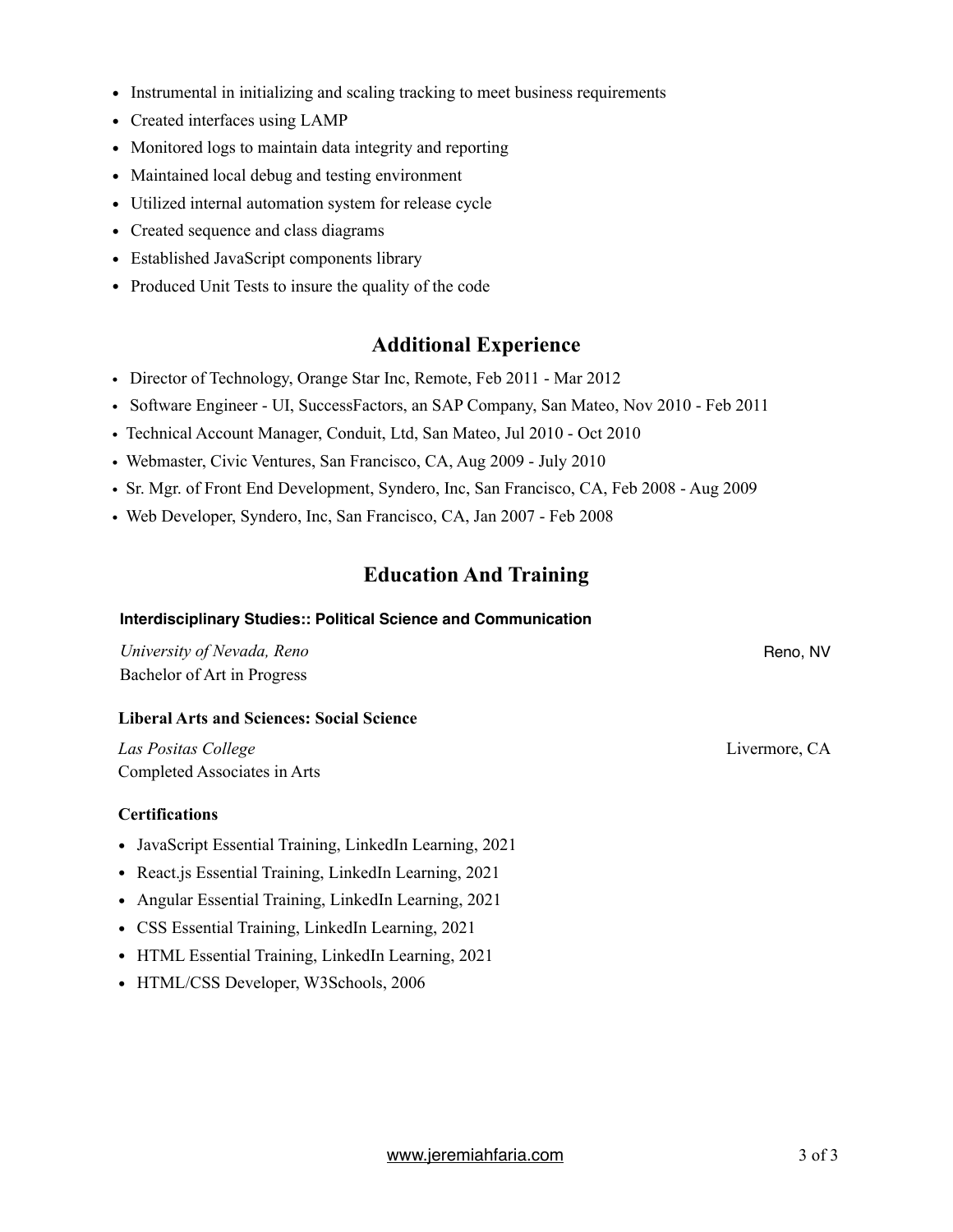- Instrumental in initializing and scaling tracking to meet business requirements
- Created interfaces using LAMP
- Monitored logs to maintain data integrity and reporting
- Maintained local debug and testing environment
- Utilized internal automation system for release cycle
- Created sequence and class diagrams
- Established JavaScript components library
- Produced Unit Tests to insure the quality of the code

## Additional Experience

- Director of Technology, Orange Star Inc, Remote, Feb 2011 - Mar 2012
- Software Engineer - UI, SuccessFactors, an SAP Company, San Mateo, Nov 2010 - Feb 2011
- Technical Account Manager, Conduit, Ltd, San Mateo, Jul 2010 - Oct 2010
- Webmaster, Civic Ventures, San Francisco, CA, Aug 2009 - July 2010
- Sr. Mgr. of Front End Development, Syndero, Inc, San Francisco, CA, Feb 2008 - Aug 2009
- Web Developer, Syndero, Inc, San Francisco, CA, Jan 2007 - Feb 2008

## Education And Training

**Interdisciplinary Studies:: Political Science and Communication**

*University of Nevada, Reno* — Reno, NV
Bachelor of Art in Progress

**Liberal Arts and Sciences: Social Science**

*Las Positas College* — Livermore, CA
Completed Associates in Arts

**Certifications**

- JavaScript Essential Training, LinkedIn Learning, 2021
- React.js Essential Training, LinkedIn Learning, 2021
- Angular Essential Training, LinkedIn Learning, 2021
- CSS Essential Training, LinkedIn Learning, 2021
- HTML Essential Training, LinkedIn Learning, 2021
- HTML/CSS Developer, W3Schools, 2006